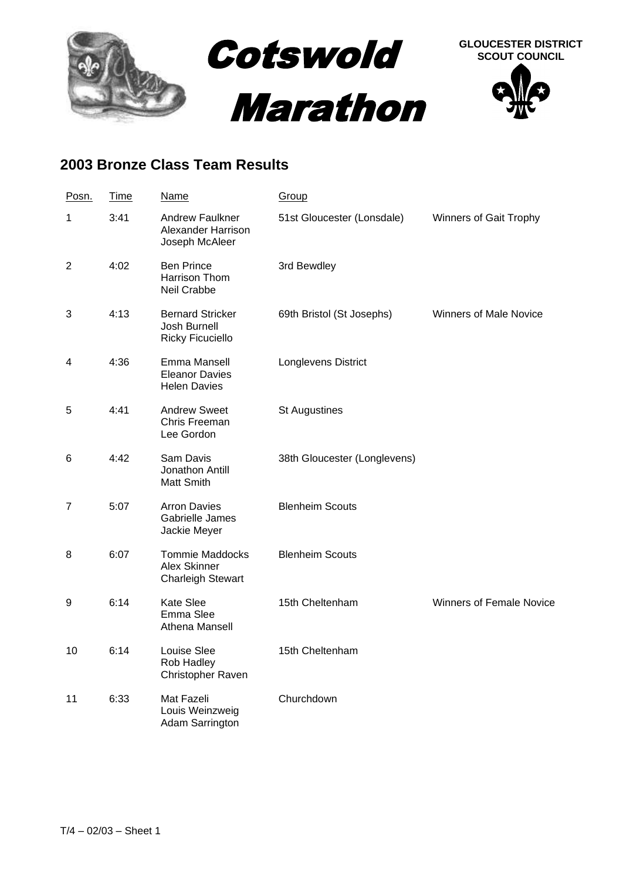# Cotswold Marathon

**GLOUCESTER DISTRICT SCOUT COUNCIL**

## 2003 Bronze Class Team Results

| Posn. | Time | Name | Group | |
|---|---|---|---|---|
| 1 | 3:41 | Andrew Faulkner<br>Alexander Harrison<br>Joseph McAleer | 51st Gloucester (Lonsdale) | Winners of Gait Trophy |
| 2 | 4:02 | Ben Prince<br>Harrison Thom<br>Neil Crabbe | 3rd Bewdley | |
| 3 | 4:13 | Bernard Stricker<br>Josh Burnell<br>Ricky Ficuciello | 69th Bristol (St Josephs) | Winners of Male Novice |
| 4 | 4:36 | Emma Mansell<br>Eleanor Davies<br>Helen Davies | Longlevens District | |
| 5 | 4:41 | Andrew Sweet<br>Chris Freeman<br>Lee Gordon | St Augustines | |
| 6 | 4:42 | Sam Davis<br>Jonathon Antill<br>Matt Smith | 38th Gloucester (Longlevens) | |
| 7 | 5:07 | Arron Davies<br>Gabrielle James<br>Jackie Meyer | Blenheim Scouts | |
| 8 | 6:07 | Tommie Maddocks<br>Alex Skinner<br>Charleigh Stewart | Blenheim Scouts | |
| 9 | 6:14 | Kate Slee<br>Emma Slee<br>Athena Mansell | 15th Cheltenham | Winners of Female Novice |
| 10 | 6:14 | Louise Slee<br>Rob Hadley<br>Christopher Raven | 15th Cheltenham | |
| 11 | 6:33 | Mat Fazeli<br>Louis Weinzweig<br>Adam Sarrington | Churchdown | |

T/4 – 02/03 – Sheet 1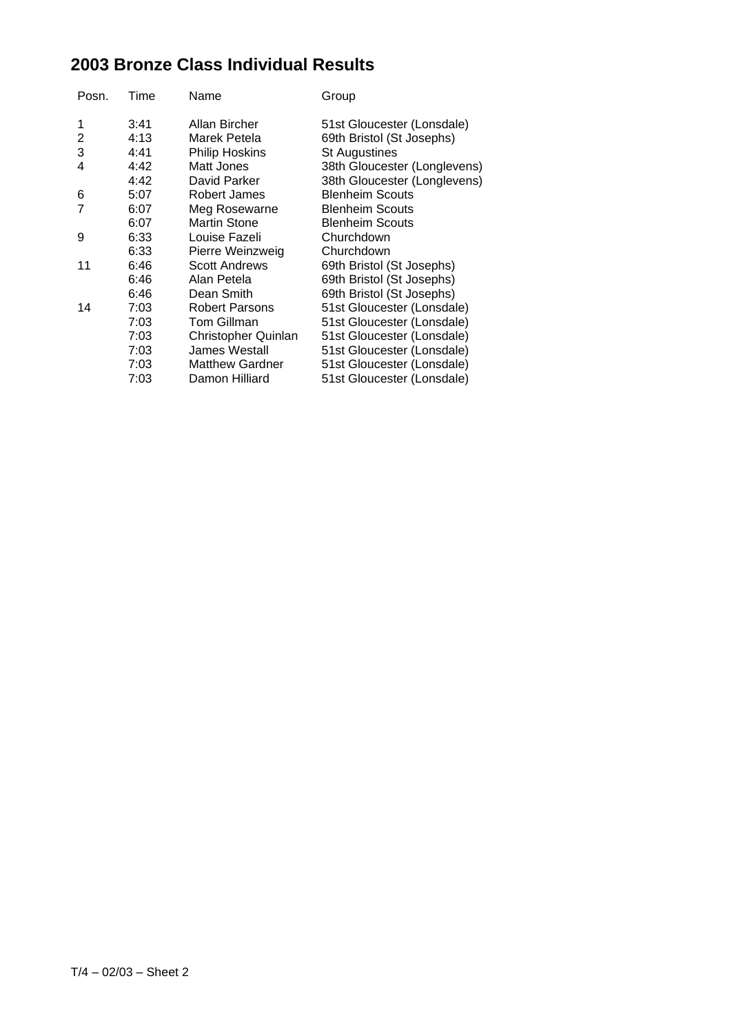## 2003 Bronze Class Individual Results

| Posn. | Time | Name | Group |
| --- | --- | --- | --- |
| 1 | 3:41 | Allan Bircher | 51st Gloucester (Lonsdale) |
| 2 | 4:13 | Marek Petela | 69th Bristol (St Josephs) |
| 3 | 4:41 | Philip Hoskins | St Augustines |
| 4 | 4:42 | Matt Jones | 38th Gloucester (Longlevens) |
| | 4:42 | David Parker | 38th Gloucester (Longlevens) |
| 6 | 5:07 | Robert James | Blenheim Scouts |
| 7 | 6:07 | Meg Rosewarne | Blenheim Scouts |
| | 6:07 | Martin Stone | Blenheim Scouts |
| 9 | 6:33 | Louise Fazeli | Churchdown |
| | 6:33 | Pierre Weinzweig | Churchdown |
| 11 | 6:46 | Scott Andrews | 69th Bristol (St Josephs) |
| | 6:46 | Alan Petela | 69th Bristol (St Josephs) |
| | 6:46 | Dean Smith | 69th Bristol (St Josephs) |
| 14 | 7:03 | Robert Parsons | 51st Gloucester (Lonsdale) |
| | 7:03 | Tom Gillman | 51st Gloucester (Lonsdale) |
| | 7:03 | Christopher Quinlan | 51st Gloucester (Lonsdale) |
| | 7:03 | James Westall | 51st Gloucester (Lonsdale) |
| | 7:03 | Matthew Gardner | 51st Gloucester (Lonsdale) |
| | 7:03 | Damon Hilliard | 51st Gloucester (Lonsdale) |

T/4 – 02/03 – Sheet 2